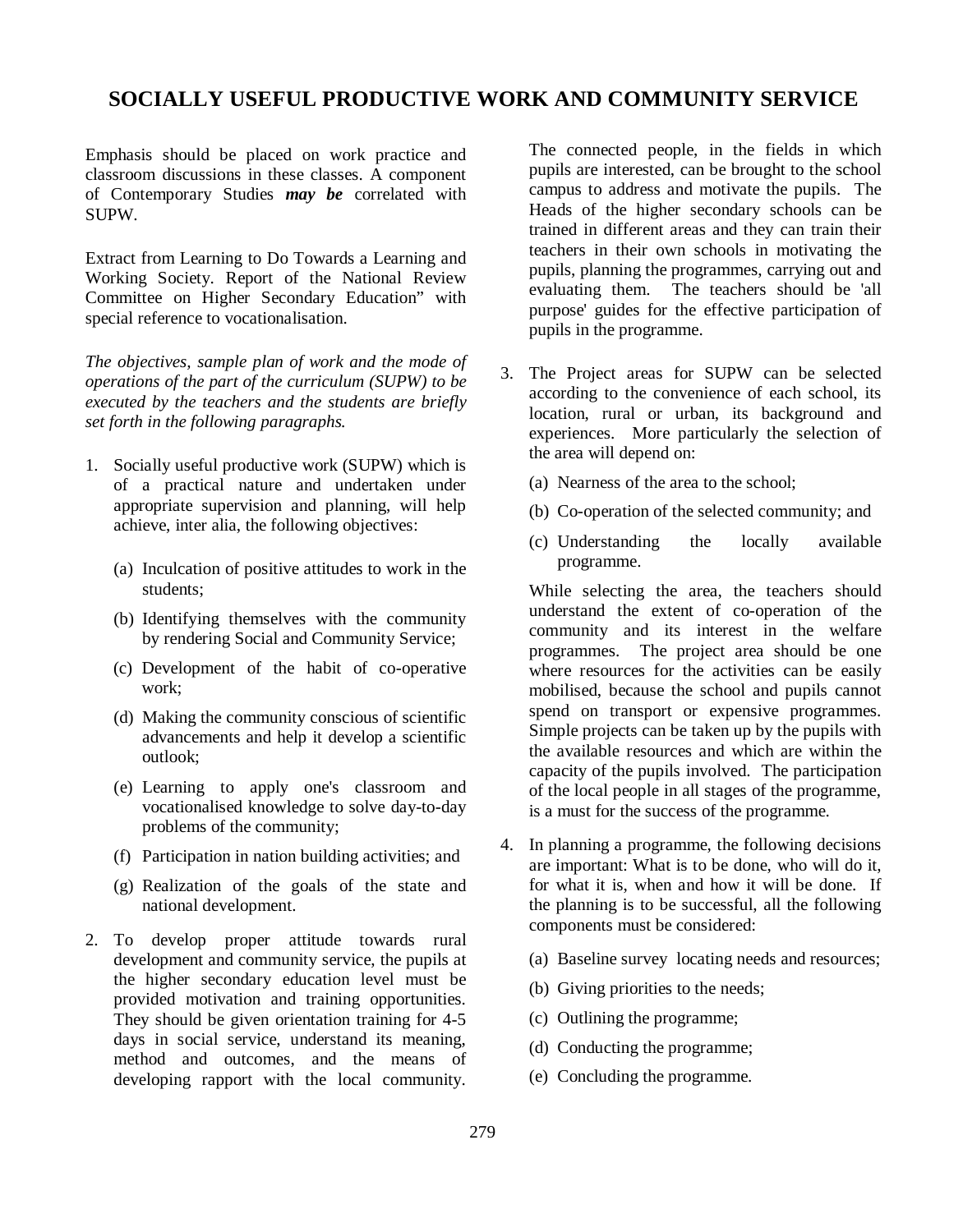# SOCIALLY USEFUL PRODUCTIVE WORK AND COMMUNITY SERVICE

Emphasis should be placed on work practice and classroom discussions in these classes. A component of Contemporary Studies ***may be*** correlated with SUPW.

Extract from Learning to Do Towards a Learning and Working Society. Report of the National Review Committee on Higher Secondary Education" with special reference to vocationalisation.

*The objectives, sample plan of work and the mode of operations of the part of the curriculum (SUPW) to be executed by the teachers and the students are briefly set forth in the following paragraphs.*

1. Socially useful productive work (SUPW) which is of a practical nature and undertaken under appropriate supervision and planning, will help achieve, inter alia, the following objectives:

   (a) Inculcation of positive attitudes to work in the students;

   (b) Identifying themselves with the community by rendering Social and Community Service;

   (c) Development of the habit of co-operative work;

   (d) Making the community conscious of scientific advancements and help it develop a scientific outlook;

   (e) Learning to apply one's classroom and vocationalised knowledge to solve day-to-day problems of the community;

   (f) Participation in nation building activities; and

   (g) Realization of the goals of the state and national development.

2. To develop proper attitude towards rural development and community service, the pupils at the higher secondary education level must be provided motivation and training opportunities. They should be given orientation training for 4-5 days in social service, understand its meaning, method and outcomes, and the means of developing rapport with the local community. The connected people, in the fields in which pupils are interested, can be brought to the school campus to address and motivate the pupils. The Heads of the higher secondary schools can be trained in different areas and they can train their teachers in their own schools in motivating the pupils, planning the programmes, carrying out and evaluating them. The teachers should be 'all purpose' guides for the effective participation of pupils in the programme.

3. The Project areas for SUPW can be selected according to the convenience of each school, its location, rural or urban, its background and experiences. More particularly the selection of the area will depend on:

   (a) Nearness of the area to the school;

   (b) Co-operation of the selected community; and

   (c) Understanding the locally available programme.

   While selecting the area, the teachers should understand the extent of co-operation of the community and its interest in the welfare programmes. The project area should be one where resources for the activities can be easily mobilised, because the school and pupils cannot spend on transport or expensive programmes. Simple projects can be taken up by the pupils with the available resources and which are within the capacity of the pupils involved. The participation of the local people in all stages of the programme, is a must for the success of the programme.

4. In planning a programme, the following decisions are important: What is to be done, who will do it, for what it is, when and how it will be done. If the planning is to be successful, all the following components must be considered:

   (a) Baseline survey locating needs and resources;

   (b) Giving priorities to the needs;

   (c) Outlining the programme;

   (d) Conducting the programme;

   (e) Concluding the programme.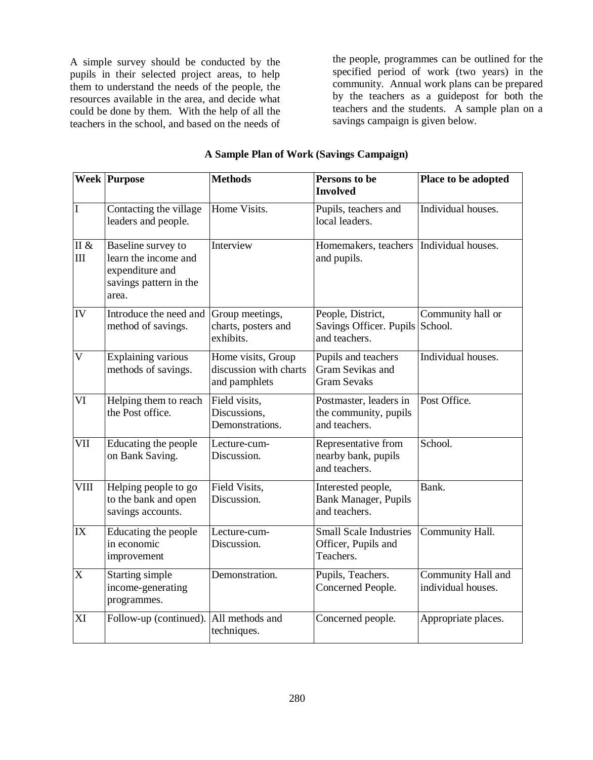A simple survey should be conducted by the pupils in their selected project areas, to help them to understand the needs of the people, the resources available in the area, and decide what could be done by them. With the help of all the teachers in the school, and based on the needs of the people, programmes can be outlined for the specified period of work (two years) in the community. Annual work plans can be prepared by the teachers as a guidepost for both the teachers and the students. A sample plan on a savings campaign is given below.

**A Sample Plan of Work (Savings Campaign)**

| Week | Purpose | Methods | Persons to be Involved | Place to be adopted |
|---|---|---|---|---|
| I | Contacting the village leaders and people. | Home Visits. | Pupils, teachers and local leaders. | Individual houses. |
| II & III | Baseline survey to learn the income and expenditure and savings pattern in the area. | Interview | Homemakers, teachers and pupils. | Individual houses. |
| IV | Introduce the need and method of savings. | Group meetings, charts, posters and exhibits. | People, District, Savings Officer. Pupils and teachers. | Community hall or School. |
| V | Explaining various methods of savings. | Home visits, Group discussion with charts and pamphlets | Pupils and teachers Gram Sevikas and Gram Sevaks | Individual houses. |
| VI | Helping them to reach the Post office. | Field visits, Discussions, Demonstrations. | Postmaster, leaders in the community, pupils and teachers. | Post Office. |
| VII | Educating the people on Bank Saving. | Lecture-cum-Discussion. | Representative from nearby bank, pupils and teachers. | School. |
| VIII | Helping people to go to the bank and open savings accounts. | Field Visits, Discussion. | Interested people, Bank Manager, Pupils and teachers. | Bank. |
| IX | Educating the people in economic improvement | Lecture-cum-Discussion. | Small Scale Industries Officer, Pupils and Teachers. | Community Hall. |
| X | Starting simple income-generating programmes. | Demonstration. | Pupils, Teachers. Concerned People. | Community Hall and individual houses. |
| XI | Follow-up (continued). | All methods and techniques. | Concerned people. | Appropriate places. |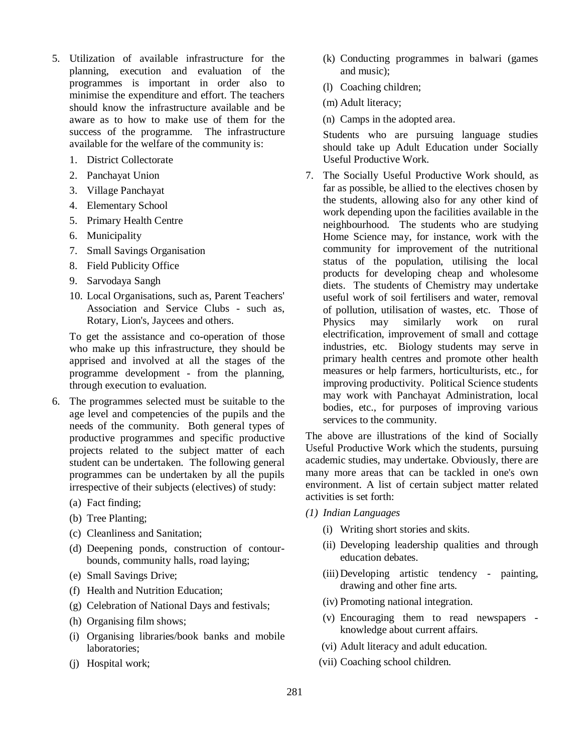5. Utilization of available infrastructure for the planning, execution and evaluation of the programmes is important in order also to minimise the expenditure and effort. The teachers should know the infrastructure available and be aware as to how to make use of them for the success of the programme. The infrastructure available for the welfare of the community is:

   1. District Collectorate
   2. Panchayat Union
   3. Village Panchayat
   4. Elementary School
   5. Primary Health Centre
   6. Municipality
   7. Small Savings Organisation
   8. Field Publicity Office
   9. Sarvodaya Sangh
   10. Local Organisations, such as, Parent Teachers' Association and Service Clubs - such as, Rotary, Lion's, Jaycees and others.

   To get the assistance and co-operation of those who make up this infrastructure, they should be apprised and involved at all the stages of the programme development - from the planning, through execution to evaluation.

6. The programmes selected must be suitable to the age level and competencies of the pupils and the needs of the community. Both general types of productive programmes and specific productive projects related to the subject matter of each student can be undertaken. The following general programmes can be undertaken by all the pupils irrespective of their subjects (electives) of study:

   (a) Fact finding;
   (b) Tree Planting;
   (c) Cleanliness and Sanitation;
   (d) Deepening ponds, construction of contour-bounds, community halls, road laying;
   (e) Small Savings Drive;
   (f) Health and Nutrition Education;
   (g) Celebration of National Days and festivals;
   (h) Organising film shows;
   (i) Organising libraries/book banks and mobile laboratories;
   (j) Hospital work;
   (k) Conducting programmes in balwari (games and music);
   (l) Coaching children;
   (m) Adult literacy;
   (n) Camps in the adopted area.

   Students who are pursuing language studies should take up Adult Education under Socially Useful Productive Work.

7. The Socially Useful Productive Work should, as far as possible, be allied to the electives chosen by the students, allowing also for any other kind of work depending upon the facilities available in the neighbourhood. The students who are studying Home Science may, for instance, work with the community for improvement of the nutritional status of the population, utilising the local products for developing cheap and wholesome diets. The students of Chemistry may undertake useful work of soil fertilisers and water, removal of pollution, utilisation of wastes, etc. Those of Physics may similarly work on rural electrification, improvement of small and cottage industries, etc. Biology students may serve in primary health centres and promote other health measures or help farmers, horticulturists, etc., for improving productivity. Political Science students may work with Panchayat Administration, local bodies, etc., for purposes of improving various services to the community.

The above are illustrations of the kind of Socially Useful Productive Work which the students, pursuing academic studies, may undertake. Obviously, there are many more areas that can be tackled in one's own environment. A list of certain subject matter related activities is set forth:

*(1) Indian Languages*

   (i) Writing short stories and skits.
   (ii) Developing leadership qualities and through education debates.
   (iii) Developing artistic tendency - painting, drawing and other fine arts.
   (iv) Promoting national integration.
   (v) Encouraging them to read newspapers - knowledge about current affairs.
   (vi) Adult literacy and adult education.
   (vii) Coaching school children.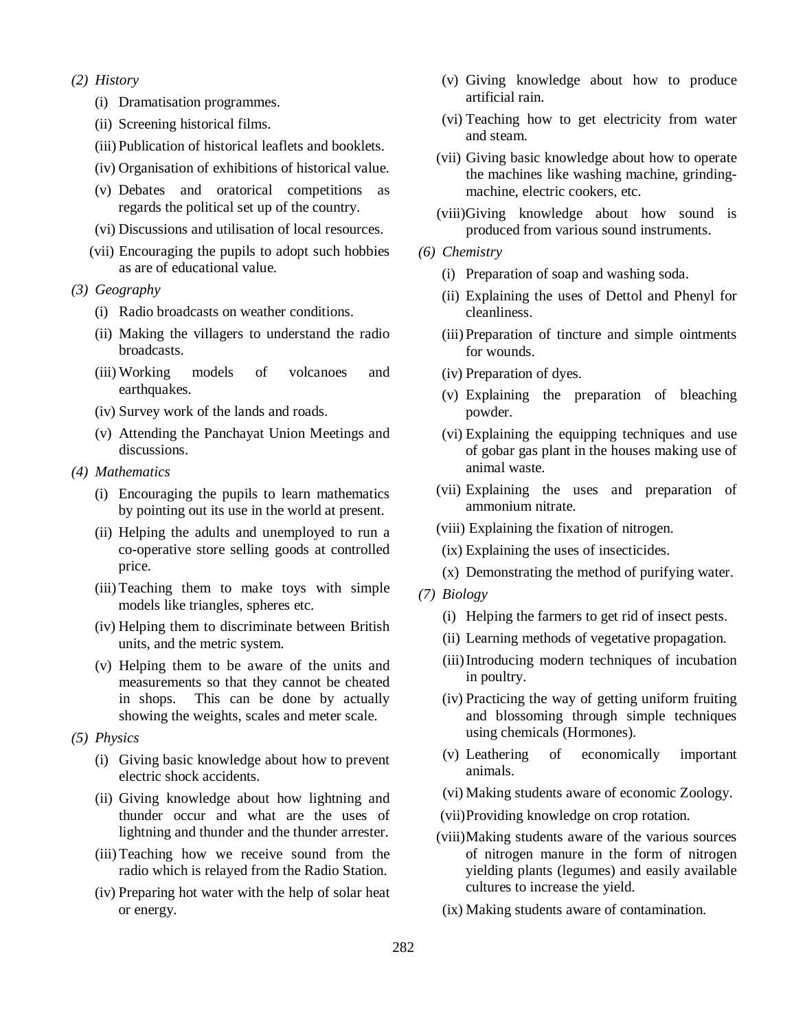*(2) History*

(i) Dramatisation programmes.

(ii) Screening historical films.

(iii) Publication of historical leaflets and booklets.

(iv) Organisation of exhibitions of historical value.

(v) Debates and oratorical competitions as regards the political set up of the country.

(vi) Discussions and utilisation of local resources.

(vii) Encouraging the pupils to adopt such hobbies as are of educational value.

*(3) Geography*

(i) Radio broadcasts on weather conditions.

(ii) Making the villagers to understand the radio broadcasts.

(iii) Working models of volcanoes and earthquakes.

(iv) Survey work of the lands and roads.

(v) Attending the Panchayat Union Meetings and discussions.

*(4) Mathematics*

(i) Encouraging the pupils to learn mathematics by pointing out its use in the world at present.

(ii) Helping the adults and unemployed to run a co-operative store selling goods at controlled price.

(iii) Teaching them to make toys with simple models like triangles, spheres etc.

(iv) Helping them to discriminate between British units, and the metric system.

(v) Helping them to be aware of the units and measurements so that they cannot be cheated in shops. This can be done by actually showing the weights, scales and meter scale.

*(5) Physics*

(i) Giving basic knowledge about how to prevent electric shock accidents.

(ii) Giving knowledge about how lightning and thunder occur and what are the uses of lightning and thunder and the thunder arrester.

(iii) Teaching how we receive sound from the radio which is relayed from the Radio Station.

(iv) Preparing hot water with the help of solar heat or energy.

(v) Giving knowledge about how to produce artificial rain.

(vi) Teaching how to get electricity from water and steam.

(vii) Giving basic knowledge about how to operate the machines like washing machine, grinding-machine, electric cookers, etc.

(viii) Giving knowledge about how sound is produced from various sound instruments.

*(6) Chemistry*

(i) Preparation of soap and washing soda.

(ii) Explaining the uses of Dettol and Phenyl for cleanliness.

(iii) Preparation of tincture and simple ointments for wounds.

(iv) Preparation of dyes.

(v) Explaining the preparation of bleaching powder.

(vi) Explaining the equipping techniques and use of gobar gas plant in the houses making use of animal waste.

(vii) Explaining the uses and preparation of ammonium nitrate.

(viii) Explaining the fixation of nitrogen.

(ix) Explaining the uses of insecticides.

(x) Demonstrating the method of purifying water.

*(7) Biology*

(i) Helping the farmers to get rid of insect pests.

(ii) Learning methods of vegetative propagation.

(iii) Introducing modern techniques of incubation in poultry.

(iv) Practicing the way of getting uniform fruiting and blossoming through simple techniques using chemicals (Hormones).

(v) Leathering of economically important animals.

(vi) Making students aware of economic Zoology.

(vii) Providing knowledge on crop rotation.

(viii) Making students aware of the various sources of nitrogen manure in the form of nitrogen yielding plants (legumes) and easily available cultures to increase the yield.

(ix) Making students aware of contamination.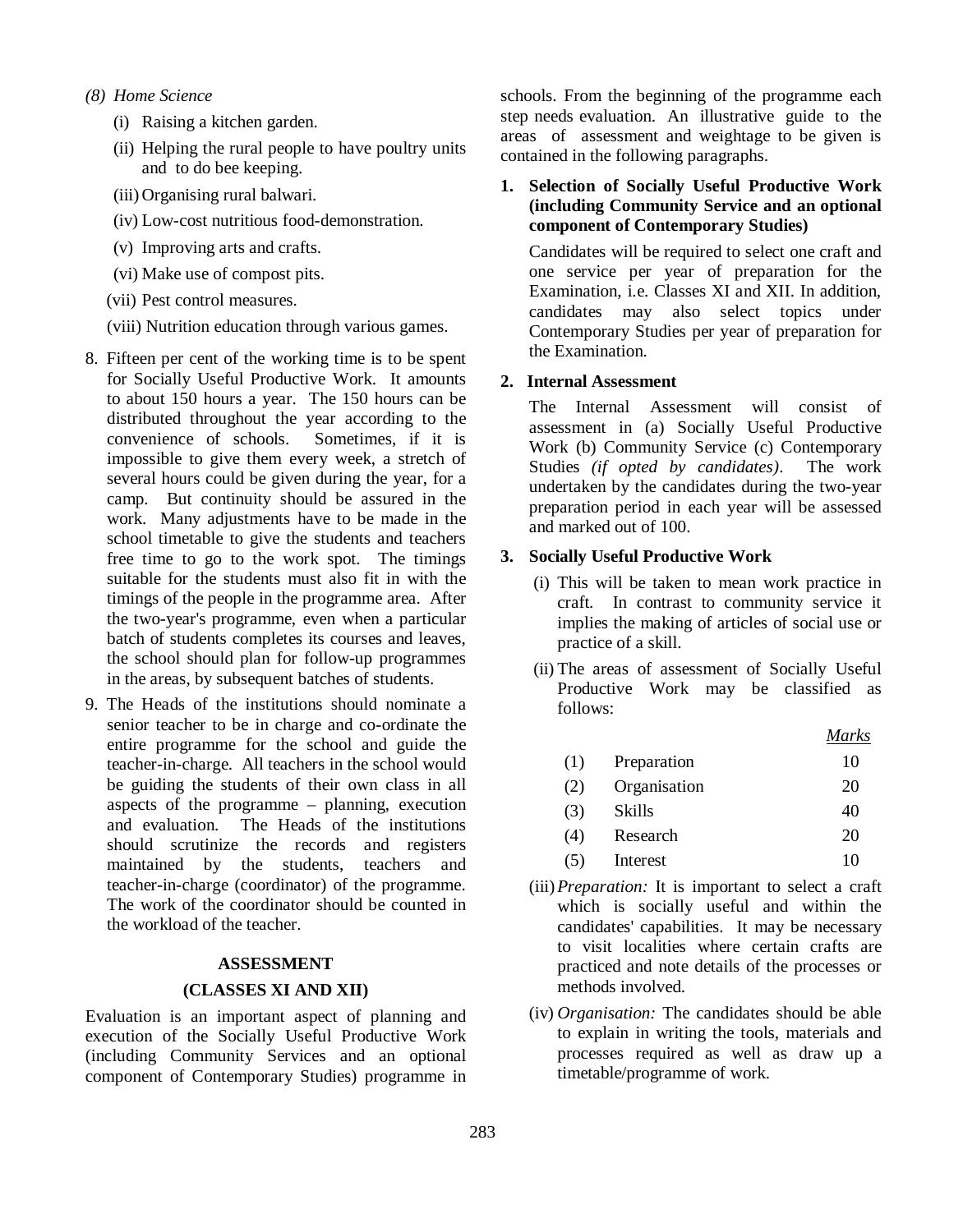*(8) Home Science*

(i) Raising a kitchen garden.

(ii) Helping the rural people to have poultry units and to do bee keeping.

(iii) Organising rural balwari.

(iv) Low-cost nutritious food-demonstration.

(v) Improving arts and crafts.

(vi) Make use of compost pits.

(vii) Pest control measures.

(viii) Nutrition education through various games.

8. Fifteen per cent of the working time is to be spent for Socially Useful Productive Work. It amounts to about 150 hours a year. The 150 hours can be distributed throughout the year according to the convenience of schools. Sometimes, if it is impossible to give them every week, a stretch of several hours could be given during the year, for a camp. But continuity should be assured in the work. Many adjustments have to be made in the school timetable to give the students and teachers free time to go to the work spot. The timings suitable for the students must also fit in with the timings of the people in the programme area. After the two-year's programme, even when a particular batch of students completes its courses and leaves, the school should plan for follow-up programmes in the areas, by subsequent batches of students.

9. The Heads of the institutions should nominate a senior teacher to be in charge and co-ordinate the entire programme for the school and guide the teacher-in-charge. All teachers in the school would be guiding the students of their own class in all aspects of the programme – planning, execution and evaluation. The Heads of the institutions should scrutinize the records and registers maintained by the students, teachers and teacher-in-charge (coordinator) of the programme. The work of the coordinator should be counted in the workload of the teacher.

## ASSESSMENT

## (CLASSES XI AND XII)

Evaluation is an important aspect of planning and execution of the Socially Useful Productive Work (including Community Services and an optional component of Contemporary Studies) programme in schools. From the beginning of the programme each step needs evaluation. An illustrative guide to the areas of assessment and weightage to be given is contained in the following paragraphs.

**1. Selection of Socially Useful Productive Work (including Community Service and an optional component of Contemporary Studies)**

Candidates will be required to select one craft and one service per year of preparation for the Examination, i.e. Classes XI and XII. In addition, candidates may also select topics under Contemporary Studies per year of preparation for the Examination.

**2. Internal Assessment**

The Internal Assessment will consist of assessment in (a) Socially Useful Productive Work (b) Community Service (c) Contemporary Studies *(if opted by candidates)*. The work undertaken by the candidates during the two-year preparation period in each year will be assessed and marked out of 100.

**3. Socially Useful Productive Work**

(i) This will be taken to mean work practice in craft. In contrast to community service it implies the making of articles of social use or practice of a skill.

(ii) The areas of assessment of Socially Useful Productive Work may be classified as follows:

| | | *Marks* |
|---|---|---|
| (1) | Preparation | 10 |
| (2) | Organisation | 20 |
| (3) | Skills | 40 |
| (4) | Research | 20 |
| (5) | Interest | 10 |

(iii) *Preparation:* It is important to select a craft which is socially useful and within the candidates' capabilities. It may be necessary to visit localities where certain crafts are practiced and note details of the processes or methods involved.

(iv) *Organisation:* The candidates should be able to explain in writing the tools, materials and processes required as well as draw up a timetable/programme of work.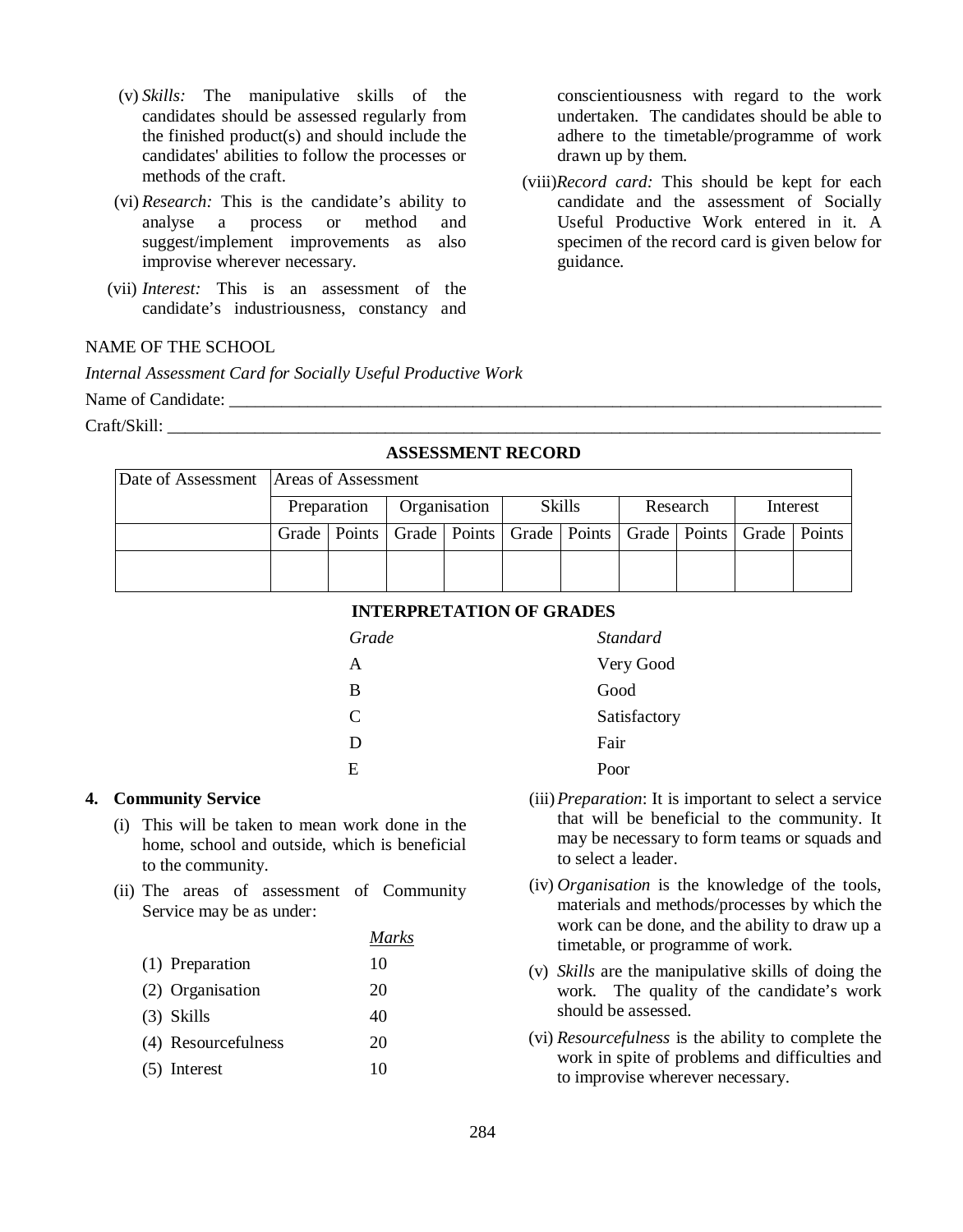(v) *Skills:* The manipulative skills of the candidates should be assessed regularly from the finished product(s) and should include the candidates' abilities to follow the processes or methods of the craft.

(vi) *Research:* This is the candidate's ability to analyse a process or method and suggest/implement improvements as also improvise wherever necessary.

(vii) *Interest:* This is an assessment of the candidate's industriousness, constancy and conscientiousness with regard to the work undertaken. The candidates should be able to adhere to the timetable/programme of work drawn up by them.

(viii) *Record card:* This should be kept for each candidate and the assessment of Socially Useful Productive Work entered in it. A specimen of the record card is given below for guidance.

NAME OF THE SCHOOL

*Internal Assessment Card for Socially Useful Productive Work*

Name of Candidate: ______________________________________________

Craft/Skill: ______________________________________________

**ASSESSMENT RECORD**

| Date of Assessment | Areas of Assessment | | | | | | | | | |
|---|---|---|---|---|---|---|---|---|---|---|
| | Preparation | | Organisation | | Skills | | Research | | Interest | |
| | Grade | Points | Grade | Points | Grade | Points | Grade | Points | Grade | Points |
| | | | | | | | | | | |

**INTERPRETATION OF GRADES**

| *Grade* | *Standard* |
|---|---|
| A | Very Good |
| B | Good |
| C | Satisfactory |
| D | Fair |
| E | Poor |

**4. Community Service**

(i) This will be taken to mean work done in the home, school and outside, which is beneficial to the community.

(ii) The areas of assessment of Community Service may be as under:

| | *Marks* |
|---|---|
| (1) Preparation | 10 |
| (2) Organisation | 20 |
| (3) Skills | 40 |
| (4) Resourcefulness | 20 |
| (5) Interest | 10 |

(iii) *Preparation*: It is important to select a service that will be beneficial to the community. It may be necessary to form teams or squads and to select a leader.

(iv) *Organisation* is the knowledge of the tools, materials and methods/processes by which the work can be done, and the ability to draw up a timetable, or programme of work.

(v) *Skills* are the manipulative skills of doing the work. The quality of the candidate's work should be assessed.

(vi) *Resourcefulness* is the ability to complete the work in spite of problems and difficulties and to improvise wherever necessary.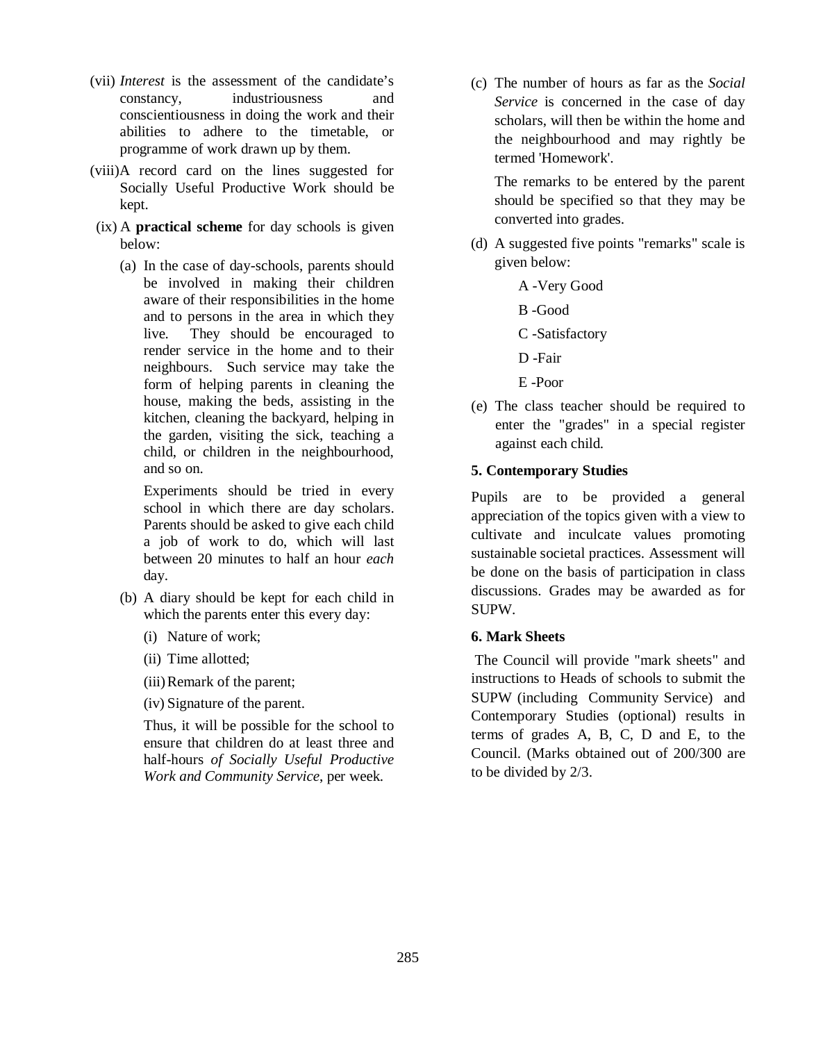(vii) *Interest* is the assessment of the candidate's constancy, industriousness and conscientiousness in doing the work and their abilities to adhere to the timetable, or programme of work drawn up by them.

(viii) A record card on the lines suggested for Socially Useful Productive Work should be kept.

(ix) A **practical scheme** for day schools is given below:

(a) In the case of day-schools, parents should be involved in making their children aware of their responsibilities in the home and to persons in the area in which they live. They should be encouraged to render service in the home and to their neighbours. Such service may take the form of helping parents in cleaning the house, making the beds, assisting in the kitchen, cleaning the backyard, helping in the garden, visiting the sick, teaching a child, or children in the neighbourhood, and so on.

Experiments should be tried in every school in which there are day scholars. Parents should be asked to give each child a job of work to do, which will last between 20 minutes to half an hour *each* day.

(b) A diary should be kept for each child in which the parents enter this every day:

(i) Nature of work;

(ii) Time allotted;

(iii) Remark of the parent;

(iv) Signature of the parent.

Thus, it will be possible for the school to ensure that children do at least three and half-hours *of Socially Useful Productive Work and Community Service*, per week.

(c) The number of hours as far as the *Social Service* is concerned in the case of day scholars, will then be within the home and the neighbourhood and may rightly be termed 'Homework'.

The remarks to be entered by the parent should be specified so that they may be converted into grades.

(d) A suggested five points "remarks" scale is given below:

A -Very Good

B -Good

C -Satisfactory

D -Fair

E -Poor

(e) The class teacher should be required to enter the "grades" in a special register against each child.

### 5. Contemporary Studies

Pupils are to be provided a general appreciation of the topics given with a view to cultivate and inculcate values promoting sustainable societal practices. Assessment will be done on the basis of participation in class discussions. Grades may be awarded as for SUPW.

### 6. Mark Sheets

The Council will provide "mark sheets" and instructions to Heads of schools to submit the SUPW (including Community Service) and Contemporary Studies (optional) results in terms of grades A, B, C, D and E, to the Council. (Marks obtained out of 200/300 are to be divided by 2/3.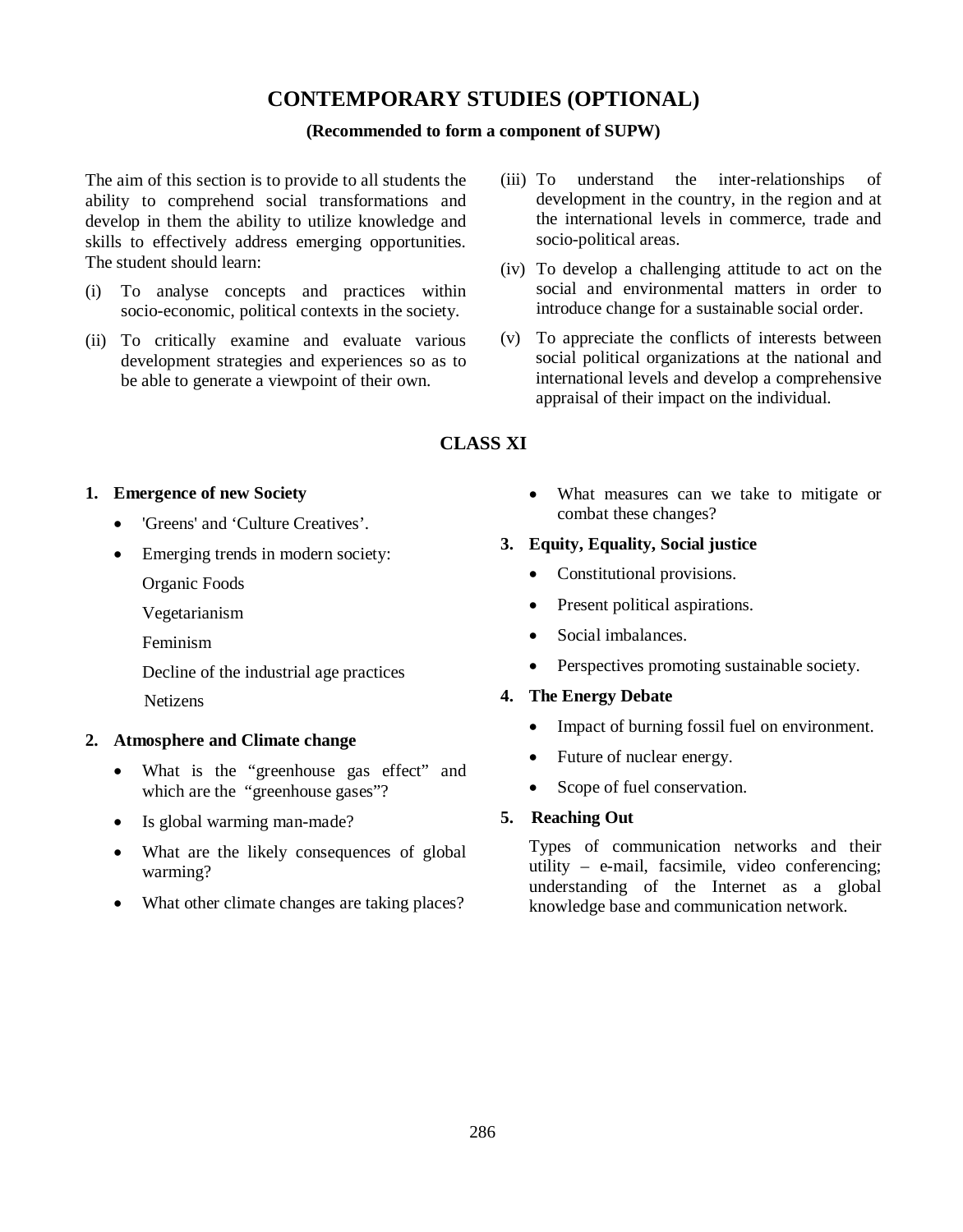# CONTEMPORARY STUDIES (OPTIONAL)

**(Recommended to form a component of SUPW)**

The aim of this section is to provide to all students the ability to comprehend social transformations and develop in them the ability to utilize knowledge and skills to effectively address emerging opportunities. The student should learn:

(i) To analyse concepts and practices within socio-economic, political contexts in the society.

(ii) To critically examine and evaluate various development strategies and experiences so as to be able to generate a viewpoint of their own.

(iii) To understand the inter-relationships of development in the country, in the region and at the international levels in commerce, trade and socio-political areas.

(iv) To develop a challenging attitude to act on the social and environmental matters in order to introduce change for a sustainable social order.

(v) To appreciate the conflicts of interests between social political organizations at the national and international levels and develop a comprehensive appraisal of their impact on the individual.

## CLASS XI

**1. Emergence of new Society**

- 'Greens' and 'Culture Creatives'.
- Emerging trends in modern society:

  Organic Foods

  Vegetarianism

  Feminism

  Decline of the industrial age practices

  Netizens

**2. Atmosphere and Climate change**

- What is the "greenhouse gas effect" and which are the "greenhouse gases"?
- Is global warming man-made?
- What are the likely consequences of global warming?
- What other climate changes are taking places?
- What measures can we take to mitigate or combat these changes?

**3. Equity, Equality, Social justice**

- Constitutional provisions.
- Present political aspirations.
- Social imbalances.
- Perspectives promoting sustainable society.

**4. The Energy Debate**

- Impact of burning fossil fuel on environment.
- Future of nuclear energy.
- Scope of fuel conservation.

**5. Reaching Out**

Types of communication networks and their utility – e-mail, facsimile, video conferencing; understanding of the Internet as a global knowledge base and communication network.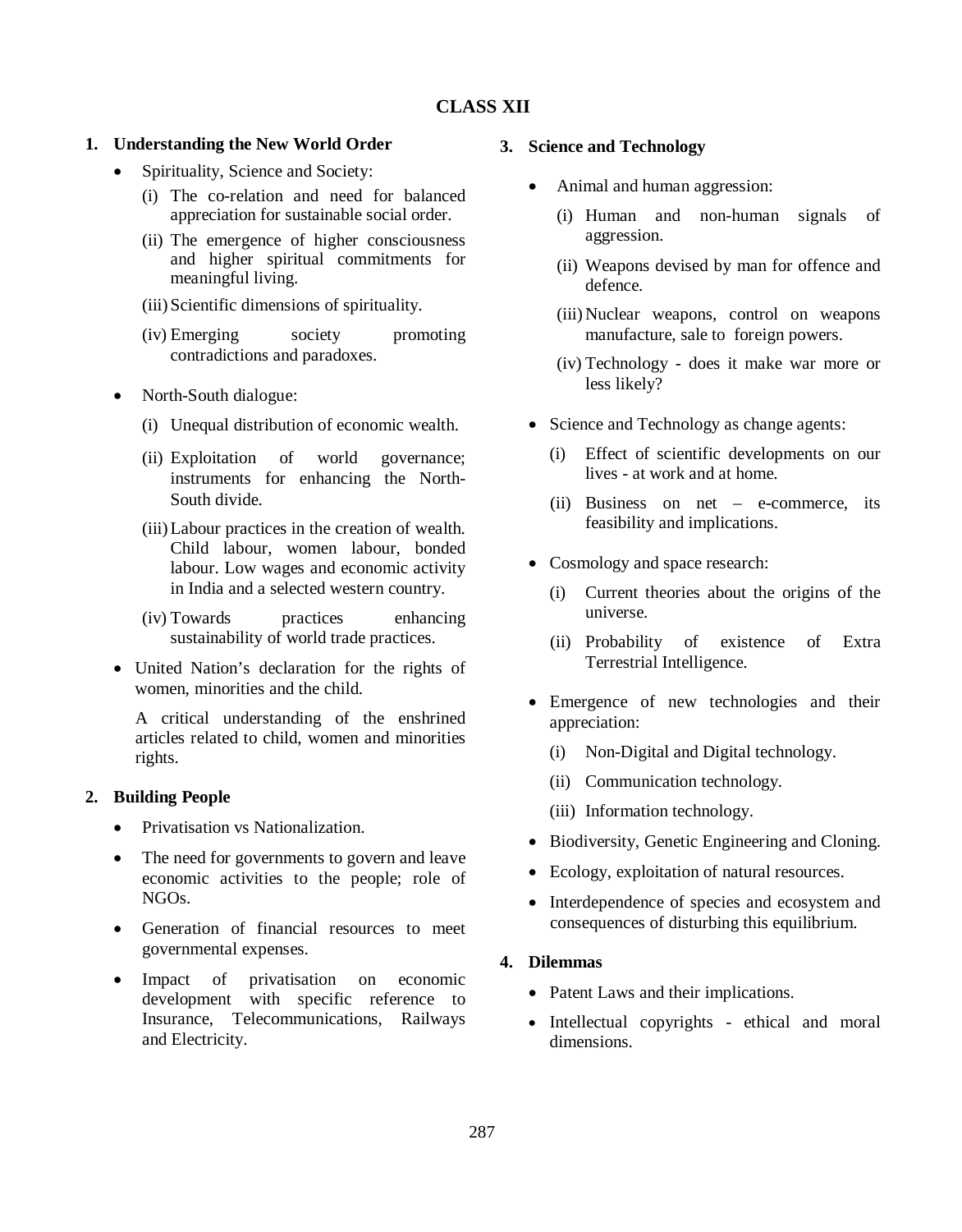# CLASS XII

## 1. Understanding the New World Order

- Spirituality, Science and Society:
  - (i) The co-relation and need for balanced appreciation for sustainable social order.
  - (ii) The emergence of higher consciousness and higher spiritual commitments for meaningful living.
  - (iii) Scientific dimensions of spirituality.
  - (iv) Emerging society promoting contradictions and paradoxes.
- North-South dialogue:
  - (i) Unequal distribution of economic wealth.
  - (ii) Exploitation of world governance; instruments for enhancing the North-South divide.
  - (iii) Labour practices in the creation of wealth. Child labour, women labour, bonded labour. Low wages and economic activity in India and a selected western country.
  - (iv) Towards practices enhancing sustainability of world trade practices.
- United Nation's declaration for the rights of women, minorities and the child.

  A critical understanding of the enshrined articles related to child, women and minorities rights.

## 2. Building People

- Privatisation vs Nationalization.
- The need for governments to govern and leave economic activities to the people; role of NGOs.
- Generation of financial resources to meet governmental expenses.
- Impact of privatisation on economic development with specific reference to Insurance, Telecommunications, Railways and Electricity.

## 3. Science and Technology

- Animal and human aggression:
  - (i) Human and non-human signals of aggression.
  - (ii) Weapons devised by man for offence and defence.
  - (iii) Nuclear weapons, control on weapons manufacture, sale to foreign powers.
  - (iv) Technology - does it make war more or less likely?
- Science and Technology as change agents:
  - (i) Effect of scientific developments on our lives - at work and at home.
  - (ii) Business on net – e-commerce, its feasibility and implications.
- Cosmology and space research:
  - (i) Current theories about the origins of the universe.
  - (ii) Probability of existence of Extra Terrestrial Intelligence.
- Emergence of new technologies and their appreciation:
  - (i) Non-Digital and Digital technology.
  - (ii) Communication technology.
  - (iii) Information technology.
- Biodiversity, Genetic Engineering and Cloning.
- Ecology, exploitation of natural resources.
- Interdependence of species and ecosystem and consequences of disturbing this equilibrium.

## 4. Dilemmas

- Patent Laws and their implications.
- Intellectual copyrights - ethical and moral dimensions.